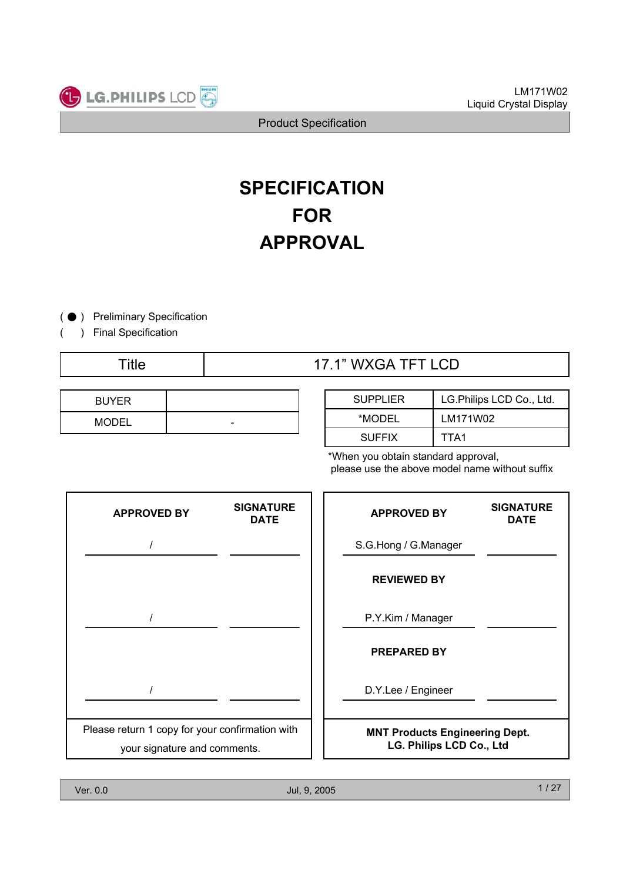# SPECIFICATION FOR APPROVAL

( ● ) Preliminary Specification
(   ) Final Specification

| Title | 17.1" WXGA TFT LCD |
|---|---|

| BUYER | |
|---|---|
| MODEL | - |

| SUPPLIER | LG.Philips LCD Co., Ltd. |
|---|---|
| *MODEL | LM171W02 |
| SUFFIX | TTA1 |

*When you obtain standard approval, please use the above model name without suffix

| APPROVED BY | SIGNATURE DATE |
|---|---|
| / | |
| / | |
| / | |

Please return 1 copy for your confirmation with your signature and comments.

| APPROVED BY | SIGNATURE DATE |
|---|---|
| S.G.Hong / G.Manager | |
| **REVIEWED BY** | |
| P.Y.Kim / Manager | |
| **PREPARED BY** | |
| D.Y.Lee / Engineer | |

**MNT Products Engineering Dept.**
**LG. Philips LCD Co., Ltd**

Ver. 0.0 Jul, 9, 2005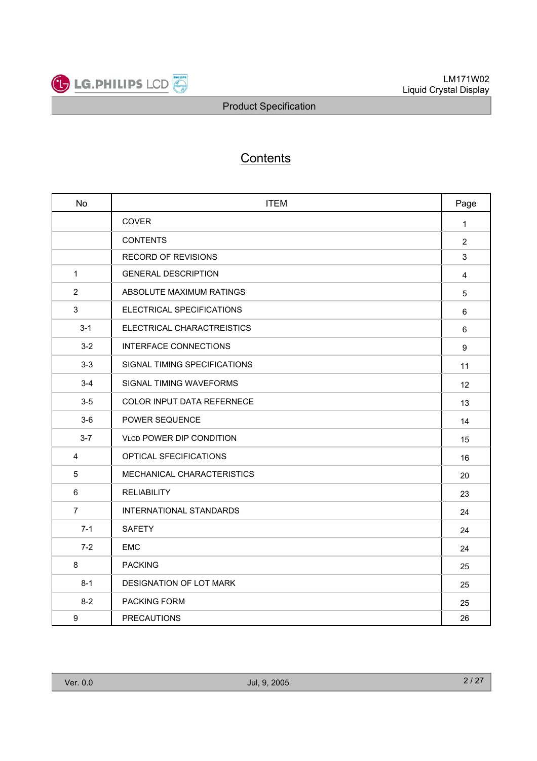# Contents

| No | ITEM | Page |
|---|---|---|
| | COVER | 1 |
| | CONTENTS | 2 |
| | RECORD OF REVISIONS | 3 |
| 1 | GENERAL DESCRIPTION | 4 |
| 2 | ABSOLUTE MAXIMUM RATINGS | 5 |
| 3 | ELECTRICAL SPECIFICATIONS | 6 |
| 3-1 | ELECTRICAL CHARACTREISTICS | 6 |
| 3-2 | INTERFACE CONNECTIONS | 9 |
| 3-3 | SIGNAL TIMING SPECIFICATIONS | 11 |
| 3-4 | SIGNAL TIMING WAVEFORMS | 12 |
| 3-5 | COLOR INPUT DATA REFERNECE | 13 |
| 3-6 | POWER SEQUENCE | 14 |
| 3-7 | VLCD POWER DIP CONDITION | 15 |
| 4 | OPTICAL SPECIFICATIONS | 16 |
| 5 | MECHANICAL CHARACTERISTICS | 20 |
| 6 | RELIABILITY | 23 |
| 7 | INTERNATIONAL STANDARDS | 24 |
| 7-1 | SAFETY | 24 |
| 7-2 | EMC | 24 |
| 8 | PACKING | 25 |
| 8-1 | DESIGNATION OF LOT MARK | 25 |
| 8-2 | PACKING FORM | 25 |
| 9 | PRECAUTIONS | 26 |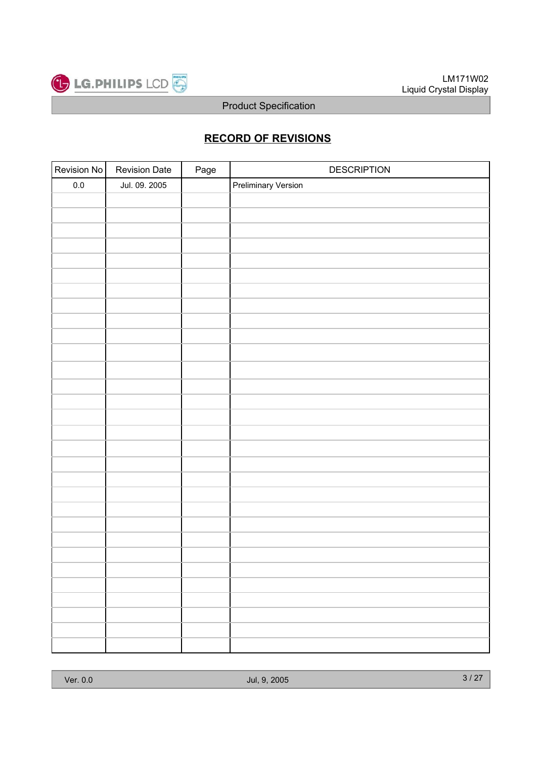## RECORD OF REVISIONS

| Revision No | Revision Date | Page | DESCRIPTION |
|---|---|---|---|
| 0.0 | Jul. 09. 2005 | | Preliminary Version |
| | | | |
| | | | |
| | | | |
| | | | |
| | | | |
| | | | |
| | | | |
| | | | |
| | | | |
| | | | |
| | | | |
| | | | |
| | | | |
| | | | |
| | | | |
| | | | |
| | | | |
| | | | |
| | | | |
| | | | |
| | | | |
| | | | |
| | | | |
| | | | |
| | | | |
| | | | |
| | | | |
| | | | |
| | | | |
| | | | |
| | | | |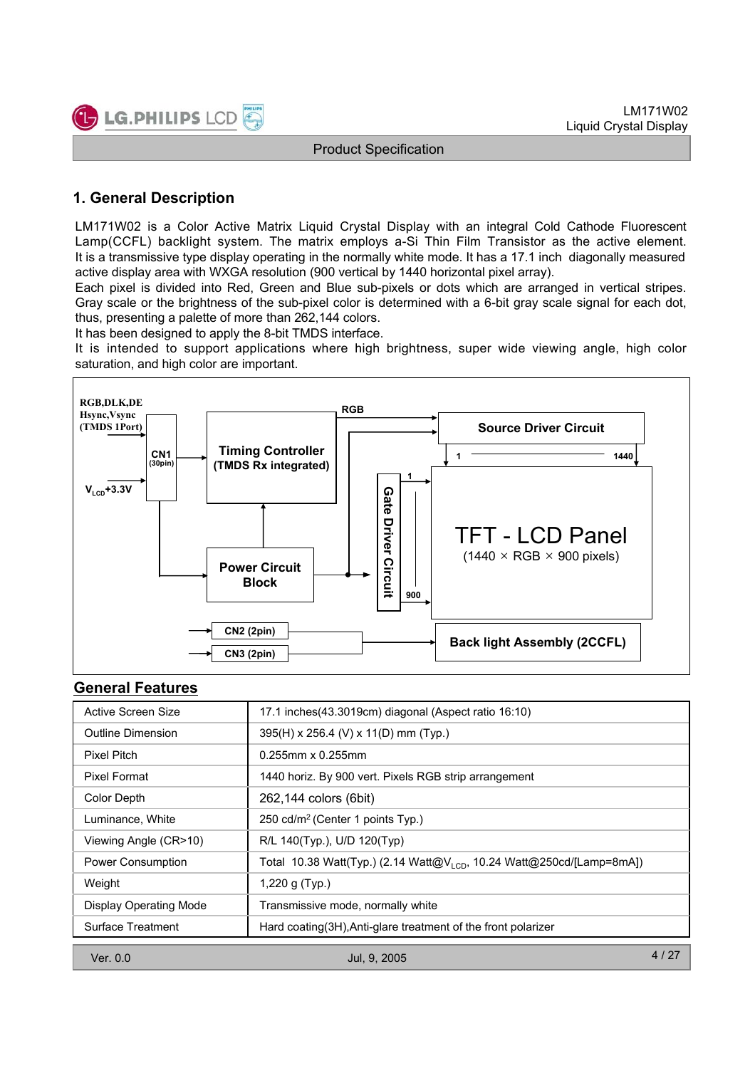# 1. General Description

LM171W02 is a Color Active Matrix Liquid Crystal Display with an integral Cold Cathode Fluorescent Lamp(CCFL) backlight system. The matrix employs a-Si Thin Film Transistor as the active element. It is a transmissive type display operating in the normally white mode. It has a 17.1 inch diagonally measured active display area with WXGA resolution (900 vertical by 1440 horizontal pixel array).
Each pixel is divided into Red, Green and Blue sub-pixels or dots which are arranged in vertical stripes. Gray scale or the brightness of the sub-pixel color is determined with a 6-bit gray scale signal for each dot, thus, presenting a palette of more than 262,144 colors.
It has been designed to apply the 8-bit TMDS interface.
It is intended to support applications where high brightness, super wide viewing angle, high color saturation, and high color are important.

RGB,DLK,DE
Hsync,Vsync
(TMDS 1Port)

$V_{LCD}$+3.3V

CN1 (30pin)

Timing Controller (TMDS Rx integrated)

RGB

Source Driver Circuit

1 ... 1440

Gate Driver Circuit

1 ... 900

TFT - LCD Panel (1440 × RGB × 900 pixels)

Power Circuit Block

CN2 (2pin)

CN3 (2pin)

Back light Assembly (2CCFL)

## General Features

| | |
|---|---|
| Active Screen Size | 17.1 inches(43.3019cm) diagonal (Aspect ratio 16:10) |
| Outline Dimension | 395(H) x 256.4 (V) x 11(D) mm (Typ.) |
| Pixel Pitch | 0.255mm x 0.255mm |
| Pixel Format | 1440 horiz. By 900 vert. Pixels RGB strip arrangement |
| Color Depth | 262,144 colors (6bit) |
| Luminance, White | 250 cd/m$^2$ (Center 1 points Typ.) |
| Viewing Angle (CR>10) | R/L 140(Typ.), U/D 120(Typ) |
| Power Consumption | Total 10.38 Watt(Typ.) (2.14 Watt@$V_{LCD}$, 10.24 Watt@250cd/[Lamp=8mA]) |
| Weight | 1,220 g (Typ.) |
| Display Operating Mode | Transmissive mode, normally white |
| Surface Treatment | Hard coating(3H),Anti-glare treatment of the front polarizer |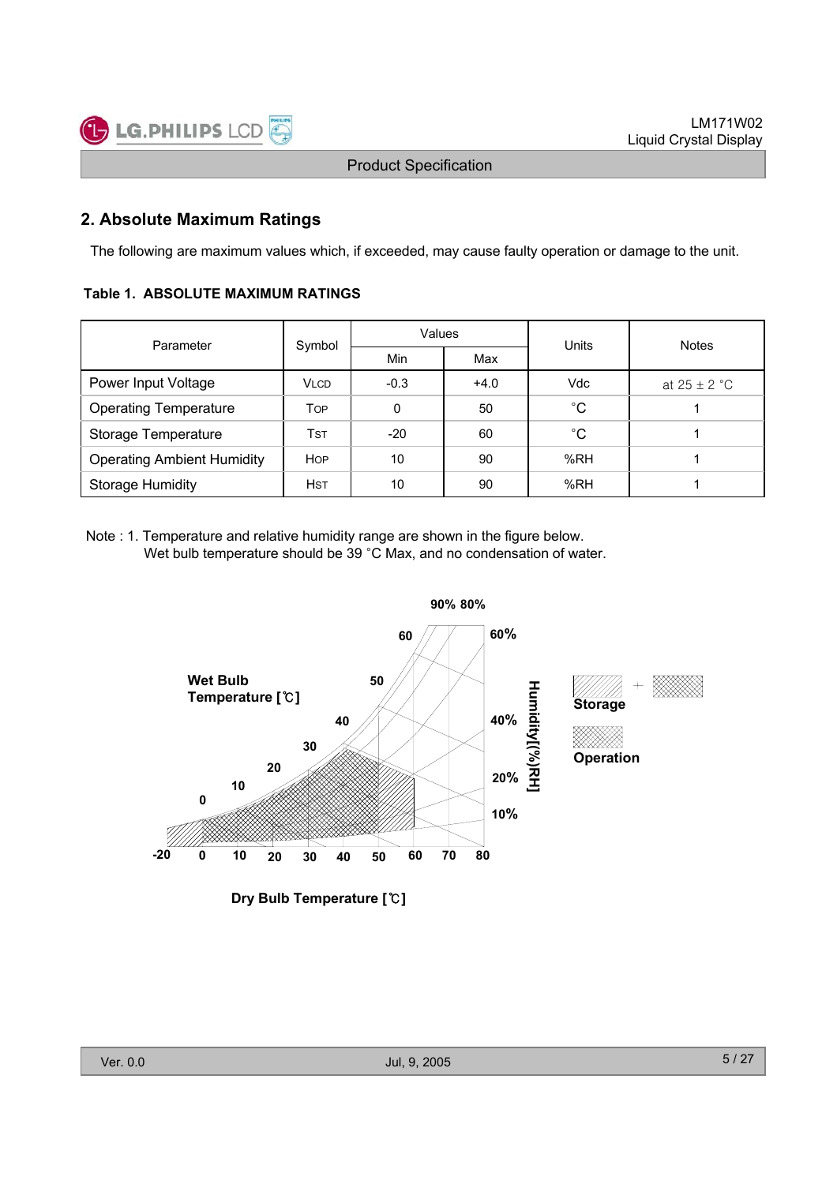## 2. Absolute Maximum Ratings

The following are maximum values which, if exceeded, may cause faulty operation or damage to the unit.

**Table 1. ABSOLUTE MAXIMUM RATINGS**

| Parameter | Symbol | Values | | Units | Notes |
|---|---|---|---|---|---|
| | | Min | Max | | |
| Power Input Voltage | VLCD | -0.3 | +4.0 | Vdc | at 25 ± 2 °C |
| Operating Temperature | TOP | 0 | 50 | °C | 1 |
| Storage Temperature | TST | -20 | 60 | °C | 1 |
| Operating Ambient Humidity | HOP | 10 | 90 | %RH | 1 |
| Storage Humidity | HST | 10 | 90 | %RH | 1 |

Note : 1. Temperature and relative humidity range are shown in the figure below.
Wet bulb temperature should be 39 °C Max, and no condensation of water.

Wet Bulb Temperature [℃]

Humidity[(%)RH]

Storage

Operation

Dry Bulb Temperature [℃]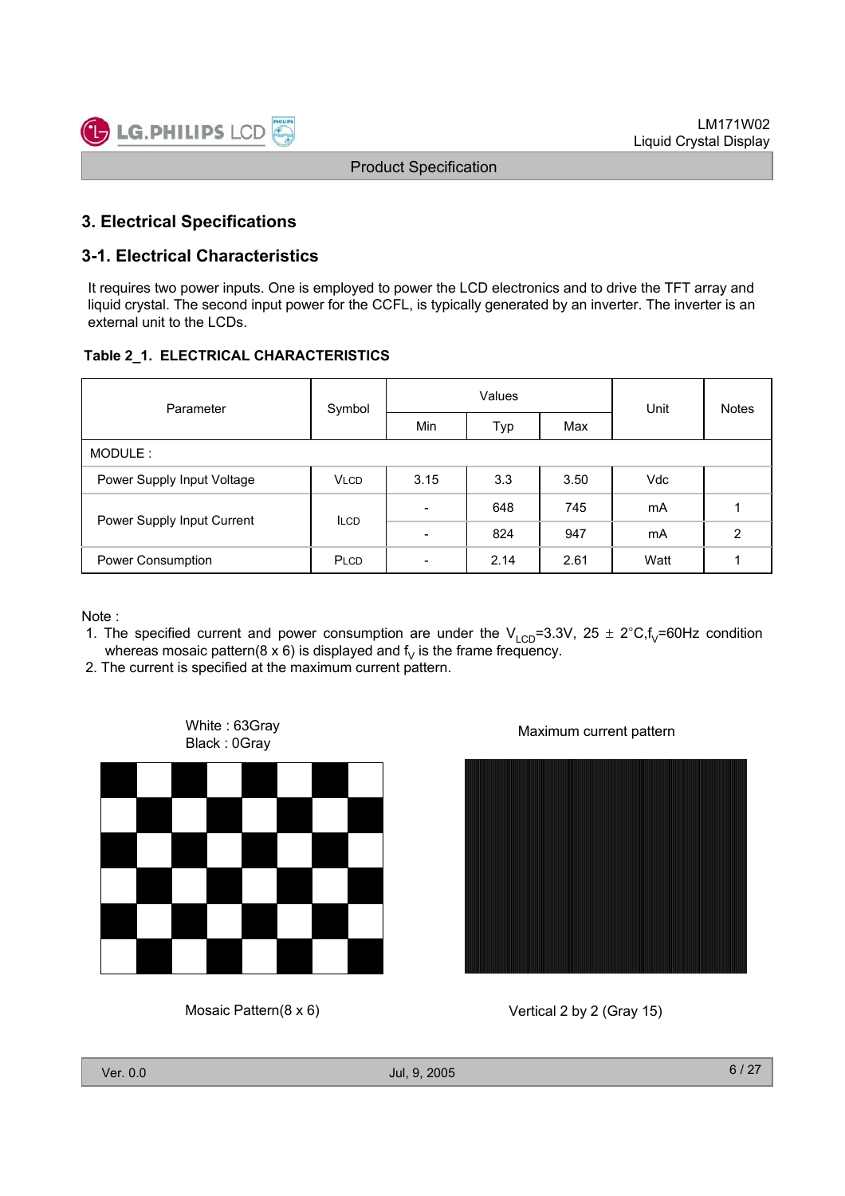## 3. Electrical Specifications

### 3-1. Electrical Characteristics

It requires two power inputs. One is employed to power the LCD electronics and to drive the TFT array and liquid crystal. The second input power for the CCFL, is typically generated by an inverter. The inverter is an external unit to the LCDs.

**Table 2_1. ELECTRICAL CHARACTERISTICS**

| Parameter | Symbol | Values | | | Unit | Notes |
|---|---|---|---|---|---|---|
| | | Min | Typ | Max | | |
| MODULE : | | | | | | |
| Power Supply Input Voltage | VLCD | 3.15 | 3.3 | 3.50 | Vdc | |
| Power Supply Input Current | ILCD | - | 648 | 745 | mA | 1 |
| | | - | 824 | 947 | mA | 2 |
| Power Consumption | PLCD | - | 2.14 | 2.61 | Watt | 1 |

Note :

1. The specified current and power consumption are under the $V_{LCD}$=3.3V, 25 ± 2°C,$f_V$=60Hz condition whereas mosaic pattern(8 x 6) is displayed and $f_V$ is the frame frequency.
2. The current is specified at the maximum current pattern.

White : 63Gray
Black : 0Gray

Mosaic Pattern(8 x 6)

Maximum current pattern

Vertical 2 by 2 (Gray 15)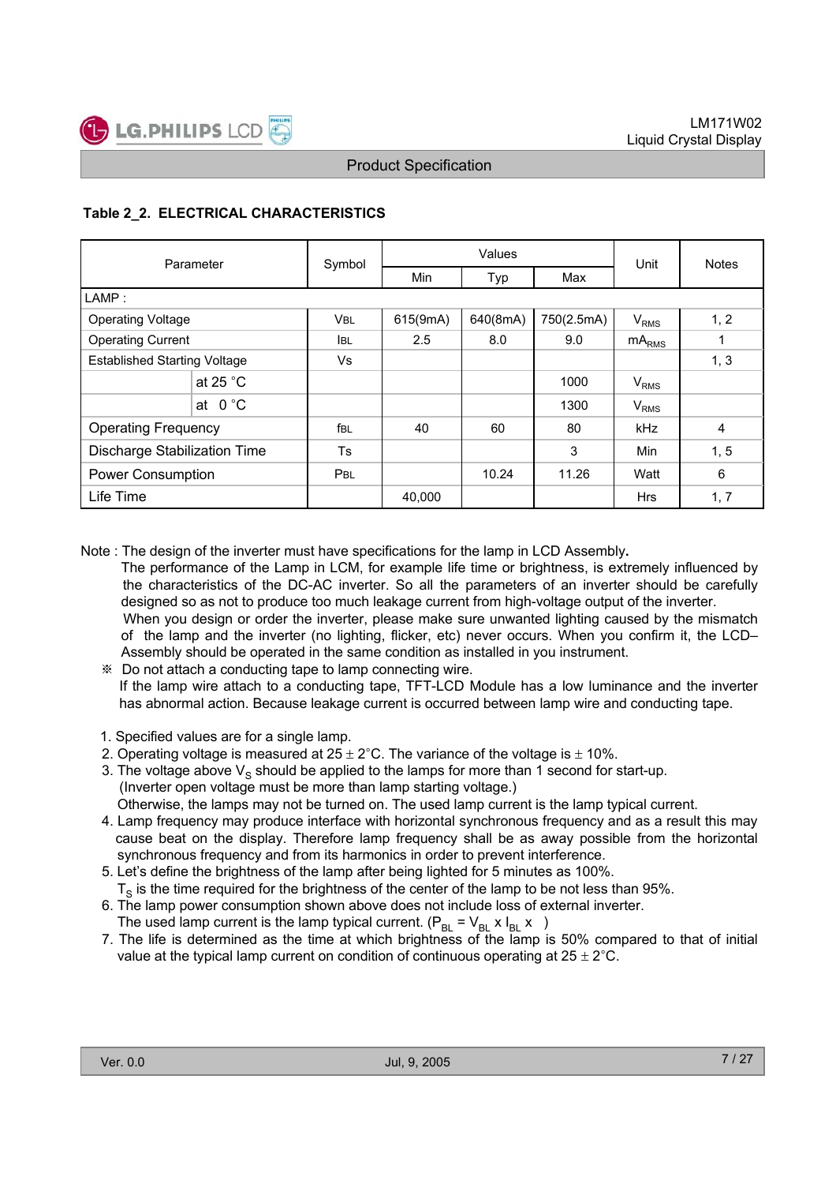### Table 2_2. ELECTRICAL CHARACTERISTICS

| Parameter | | Symbol | Values | | | Unit | Notes |
|---|---|---|---|---|---|---|---|
| | | | Min | Typ | Max | | |
| LAMP : | | | | | | | |
| Operating Voltage | | VBL | 615(9mA) | 640(8mA) | 750(2.5mA) | $V_{RMS}$ | 1, 2 |
| Operating Current | | IBL | 2.5 | 8.0 | 9.0 | $mA_{RMS}$ | 1 |
| Established Starting Voltage | | Vs | | | | | 1, 3 |
| | at 25 °C | | | | 1000 | $V_{RMS}$ | |
| | at 0 °C | | | | 1300 | $V_{RMS}$ | |
| Operating Frequency | | fBL | 40 | 60 | 80 | kHz | 4 |
| Discharge Stabilization Time | | Ts | | | 3 | Min | 1, 5 |
| Power Consumption | | PBL | | 10.24 | 11.26 | Watt | 6 |
| Life Time | | | 40,000 | | | Hrs | 1, 7 |

Note : The design of the inverter must have specifications for the lamp in LCD Assembly.
The performance of the Lamp in LCM, for example life time or brightness, is extremely influenced by the characteristics of the DC-AC inverter. So all the parameters of an inverter should be carefully designed so as not to produce too much leakage current from high-voltage output of the inverter.
When you design or order the inverter, please make sure unwanted lighting caused by the mismatch of the lamp and the inverter (no lighting, flicker, etc) never occurs. When you confirm it, the LCD–Assembly should be operated in the same condition as installed in you instrument.

※ Do not attach a conducting tape to lamp connecting wire.
If the lamp wire attach to a conducting tape, TFT-LCD Module has a low luminance and the inverter has abnormal action. Because leakage current is occurred between lamp wire and conducting tape.

1. Specified values are for a single lamp.
2. Operating voltage is measured at 25 ± 2°C. The variance of the voltage is ± 10%.
3. The voltage above $V_S$ should be applied to the lamps for more than 1 second for start-up. (Inverter open voltage must be more than lamp starting voltage.)
   Otherwise, the lamps may not be turned on. The used lamp current is the lamp typical current.
4. Lamp frequency may produce interface with horizontal synchronous frequency and as a result this may cause beat on the display. Therefore lamp frequency shall be as away possible from the horizontal synchronous frequency and from its harmonics in order to prevent interference.
5. Let's define the brightness of the lamp after being lighted for 5 minutes as 100%.
   $T_S$ is the time required for the brightness of the center of the lamp to be not less than 95%.
6. The lamp power consumption shown above does not include loss of external inverter.
   The used lamp current is the lamp typical current. ($P_{BL} = V_{BL} \times I_{BL} \times$ )
7. The life is determined as the time at which brightness of the lamp is 50% compared to that of initial value at the typical lamp current on condition of continuous operating at 25 ± 2°C.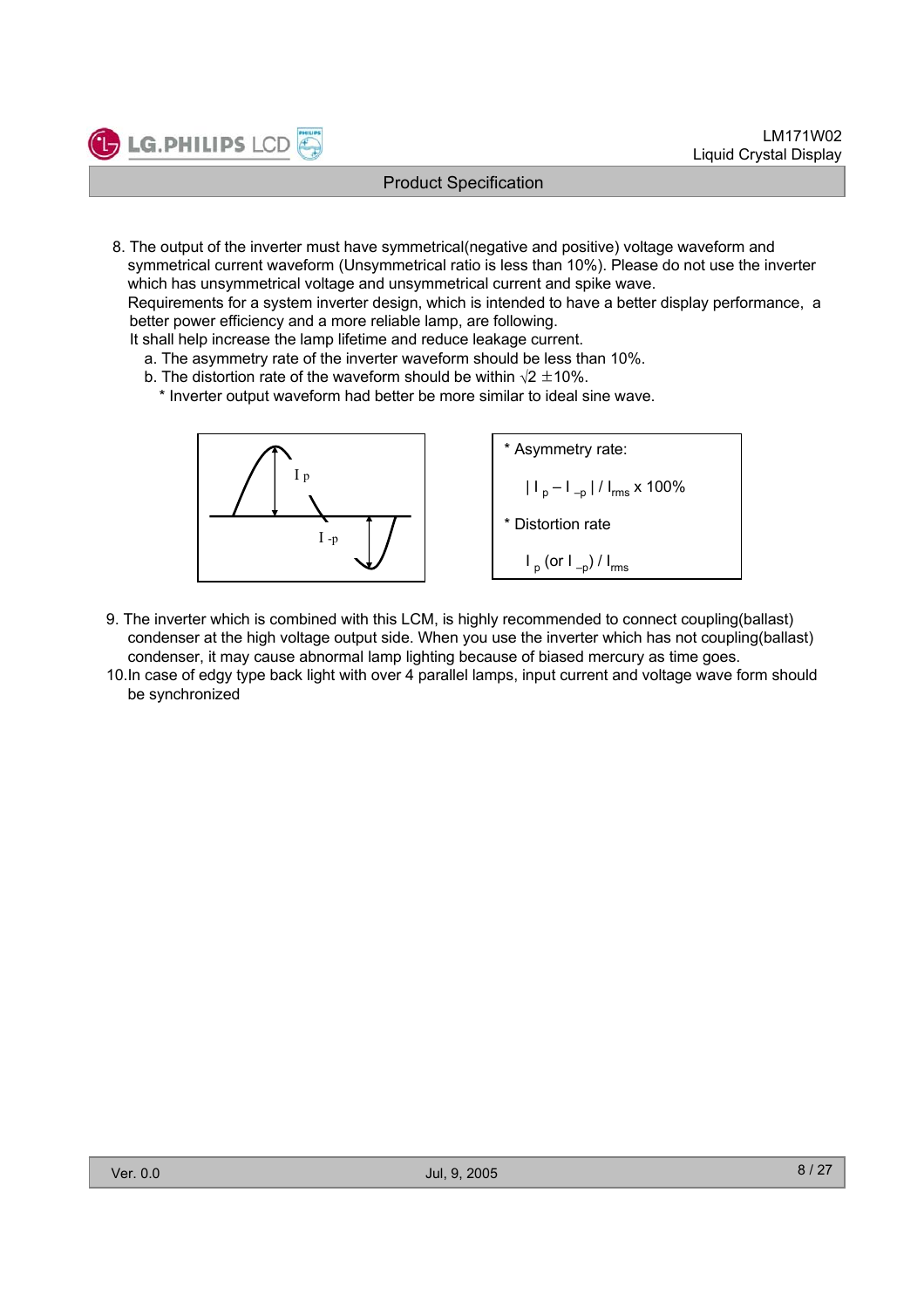8. The output of the inverter must have symmetrical(negative and positive) voltage waveform and symmetrical current waveform (Unsymmetrical ratio is less than 10%). Please do not use the inverter which has unsymmetrical voltage and unsymmetrical current and spike wave.
   Requirements for a system inverter design, which is intended to have a better display performance, a better power efficiency and a more reliable lamp, are following.
   It shall help increase the lamp lifetime and reduce leakage current.
   a. The asymmetry rate of the inverter waveform should be less than 10%.
   b. The distortion rate of the waveform should be within $\sqrt{2}$ ±10%.
      * Inverter output waveform had better be more similar to ideal sine wave.

$I_p$

$I_{-p}$

* Asymmetry rate:

  $| I_p - I_{-p} | / I_{rms} \times 100\%$

* Distortion rate

  $I_p$ (or $I_{-p}$) / $I_{rms}$

9. The inverter which is combined with this LCM, is highly recommended to connect coupling(ballast) condenser at the high voltage output side. When you use the inverter which has not coupling(ballast) condenser, it may cause abnormal lamp lighting because of biased mercury as time goes.
10. In case of edgy type back light with over 4 parallel lamps, input current and voltage wave form should be synchronized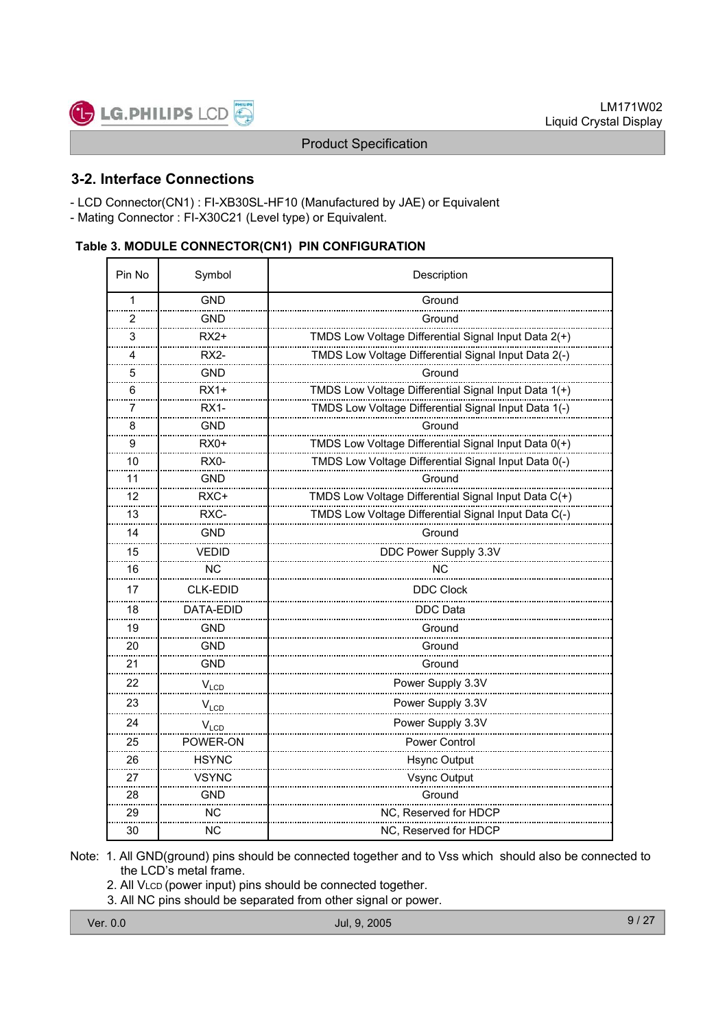## 3-2. Interface Connections

- LCD Connector(CN1) : FI-XB30SL-HF10 (Manufactured by JAE) or Equivalent
- Mating Connector : FI-X30C21 (Level type) or Equivalent.

**Table 3. MODULE CONNECTOR(CN1) PIN CONFIGURATION**

| Pin No | Symbol | Description |
|---|---|---|
| 1 | GND | Ground |
| 2 | GND | Ground |
| 3 | RX2+ | TMDS Low Voltage Differential Signal Input Data 2(+) |
| 4 | RX2- | TMDS Low Voltage Differential Signal Input Data 2(-) |
| 5 | GND | Ground |
| 6 | RX1+ | TMDS Low Voltage Differential Signal Input Data 1(+) |
| 7 | RX1- | TMDS Low Voltage Differential Signal Input Data 1(-) |
| 8 | GND | Ground |
| 9 | RX0+ | TMDS Low Voltage Differential Signal Input Data 0(+) |
| 10 | RX0- | TMDS Low Voltage Differential Signal Input Data 0(-) |
| 11 | GND | Ground |
| 12 | RXC+ | TMDS Low Voltage Differential Signal Input Data C(+) |
| 13 | RXC- | TMDS Low Voltage Differential Signal Input Data C(-) |
| 14 | GND | Ground |
| 15 | VEDID | DDC Power Supply 3.3V |
| 16 | NC | NC |
| 17 | CLK-EDID | DDC Clock |
| 18 | DATA-EDID | DDC Data |
| 19 | GND | Ground |
| 20 | GND | Ground |
| 21 | GND | Ground |
| 22 | $V_{LCD}$ | Power Supply 3.3V |
| 23 | $V_{LCD}$ | Power Supply 3.3V |
| 24 | $V_{LCD}$ | Power Supply 3.3V |
| 25 | POWER-ON | Power Control |
| 26 | HSYNC | Hsync Output |
| 27 | VSYNC | Vsync Output |
| 28 | GND | Ground |
| 29 | NC | NC, Reserved for HDCP |
| 30 | NC | NC, Reserved for HDCP |

Note: 1. All GND(ground) pins should be connected together and to Vss which should also be connected to the LCD's metal frame.
2. All $V_{LCD}$ (power input) pins should be connected together.
3. All NC pins should be separated from other signal or power.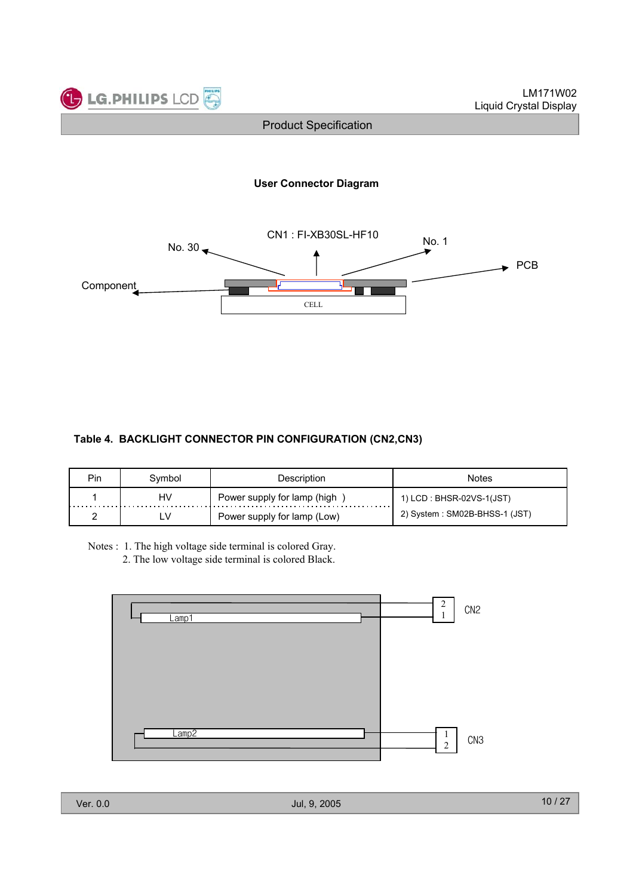**User Connector Diagram**

CN1 : FI-XB30SL-HF10

No. 30

No. 1

PCB

Component

CELL

**Table 4. BACKLIGHT CONNECTOR PIN CONFIGURATION (CN2,CN3)**

| Pin | Symbol | Description | Notes |
|---|---|---|---|
| 1 | HV | Power supply for lamp (high ) | 1) LCD : BHSR-02VS-1(JST) |
| 2 | LV | Power supply for lamp (Low) | 2) System : SM02B-BHSS-1 (JST) |

Notes : 1. The high voltage side terminal is colored Gray.
2. The low voltage side terminal is colored Black.

Lamp1

2
1
CN2

Lamp2

1
2
CN3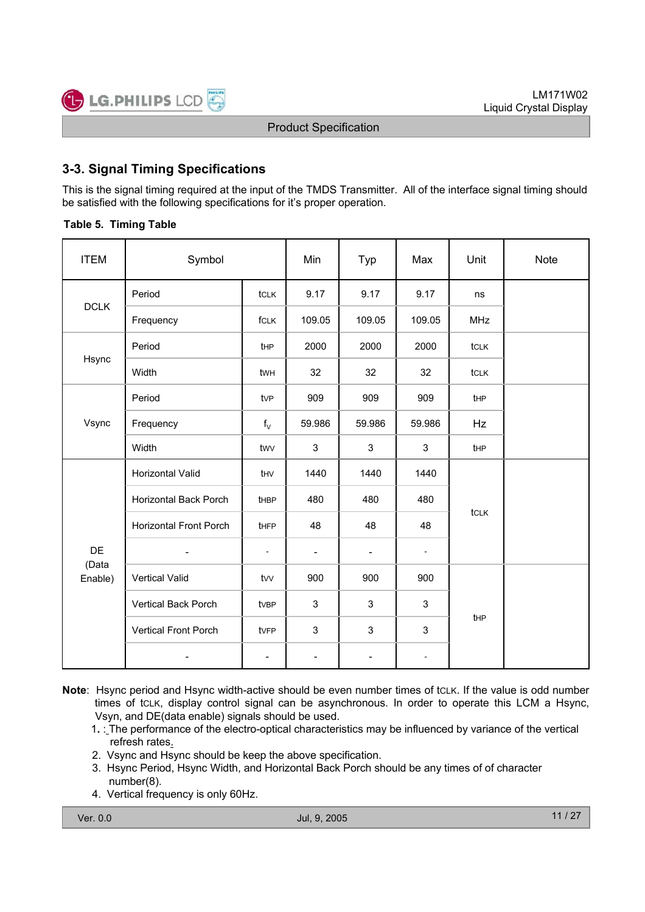## 3-3. Signal Timing Specifications

This is the signal timing required at the input of the TMDS Transmitter. All of the interface signal timing should be satisfied with the following specifications for it's proper operation.

**Table 5. Timing Table**

| ITEM | Symbol | | Min | Typ | Max | Unit | Note |
|---|---|---|---|---|---|---|---|
| DCLK | Period | tCLK | 9.17 | 9.17 | 9.17 | ns | |
| | Frequency | fCLK | 109.05 | 109.05 | 109.05 | MHz | |
| Hsync | Period | tHP | 2000 | 2000 | 2000 | tCLK | |
| | Width | tWH | 32 | 32 | 32 | tCLK | |
| Vsync | Period | tVP | 909 | 909 | 909 | tHP | |
| | Frequency | $f_V$ | 59.986 | 59.986 | 59.986 | Hz | |
| | Width | tWV | 3 | 3 | 3 | tHP | |
| DE (Data Enable) | Horizontal Valid | tHV | 1440 | 1440 | 1440 | tCLK | |
| | Horizontal Back Porch | tHBP | 480 | 480 | 480 | | |
| | Horizontal Front Porch | tHFP | 48 | 48 | 48 | | |
| | - | - | - | - | - | | |
| | Vertical Valid | tVV | 900 | 900 | 900 | tHP | |
| | Vertical Back Porch | tVBP | 3 | 3 | 3 | | |
| | Vertical Front Porch | tVFP | 3 | 3 | 3 | | |
| | - | - | - | - | - | | |

**Note**: Hsync period and Hsync width-active should be even number times of tCLK. If the value is odd number times of tCLK, display control signal can be asynchronous. In order to operate this LCM a Hsync, Vsyn, and DE(data enable) signals should be used.

1. : The performance of the electro-optical characteristics may be influenced by variance of the vertical refresh rates.
2. Vsync and Hsync should be keep the above specification.
3. Hsync Period, Hsync Width, and Horizontal Back Porch should be any times of of character number(8).
4. Vertical frequency is only 60Hz.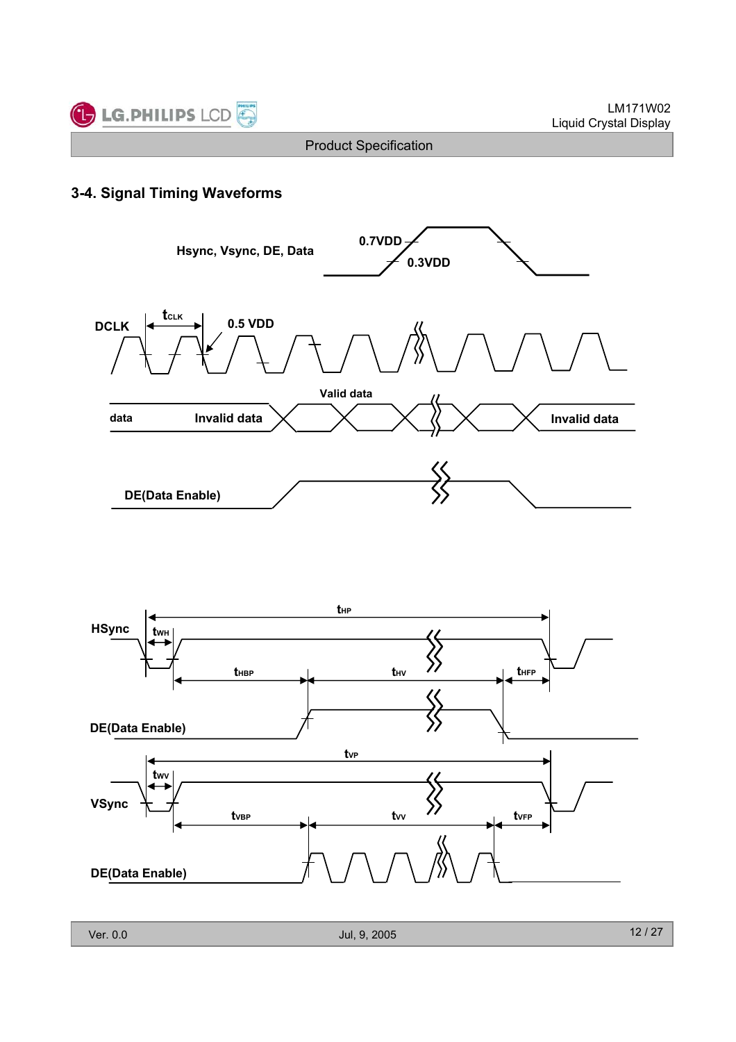## 3-4. Signal Timing Waveforms

Hsync, Vsync, DE, Data

0.7VDD

0.3VDD

DCLK

$t_{CLK}$

0.5 VDD

Valid data

data

Invalid data

Invalid data

DE(Data Enable)

HSync

$t_{HP}$

$t_{WH}$

$t_{HBP}$

$t_{HV}$

$t_{HFP}$

DE(Data Enable)

$t_{VP}$

$t_{WV}$

VSync

$t_{VBP}$

$t_{VV}$

$t_{VFP}$

DE(Data Enable)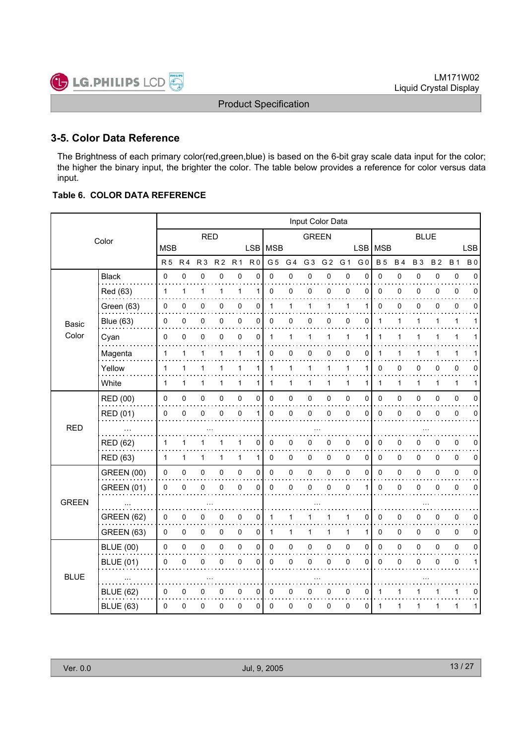## 3-5. Color Data Reference

The Brightness of each primary color(red,green,blue) is based on the 6-bit gray scale data input for the color; the higher the binary input, the brighter the color. The table below provides a reference for color versus data input.

**Table 6. COLOR DATA REFERENCE**

| Color | | Input Color Data | | | | | | | | | | | | | | | | | |
|---|---|---|---|---|---|---|---|---|---|---|---|---|---|---|---|---|---|---|---|
| | | RED | | | | | | GREEN | | | | | | BLUE | | | | | |
| | | MSB | | | | | LSB | MSB | | | | | LSB | MSB | | | | | LSB |
| | | R 5 | R 4 | R 3 | R 2 | R 1 | R 0 | G 5 | G 4 | G 3 | G 2 | G 1 | G 0 | B 5 | B 4 | B 3 | B 2 | B 1 | B 0 |
| Basic Color | Black | 0 | 0 | 0 | 0 | 0 | 0 | 0 | 0 | 0 | 0 | 0 | 0 | 0 | 0 | 0 | 0 | 0 | 0 |
| | Red (63) | 1 | 1 | 1 | 1 | 1 | 1 | 0 | 0 | 0 | 0 | 0 | 0 | 0 | 0 | 0 | 0 | 0 | 0 |
| | Green (63) | 0 | 0 | 0 | 0 | 0 | 0 | 1 | 1 | 1 | 1 | 1 | 1 | 0 | 0 | 0 | 0 | 0 | 0 |
| | Blue (63) | 0 | 0 | 0 | 0 | 0 | 0 | 0 | 0 | 0 | 0 | 0 | 0 | 1 | 1 | 1 | 1 | 1 | 1 |
| | Cyan | 0 | 0 | 0 | 0 | 0 | 0 | 1 | 1 | 1 | 1 | 1 | 1 | 1 | 1 | 1 | 1 | 1 | 1 |
| | Magenta | 1 | 1 | 1 | 1 | 1 | 1 | 0 | 0 | 0 | 0 | 0 | 0 | 1 | 1 | 1 | 1 | 1 | 1 |
| | Yellow | 1 | 1 | 1 | 1 | 1 | 1 | 1 | 1 | 1 | 1 | 1 | 1 | 0 | 0 | 0 | 0 | 0 | 0 |
| | White | 1 | 1 | 1 | 1 | 1 | 1 | 1 | 1 | 1 | 1 | 1 | 1 | 1 | 1 | 1 | 1 | 1 | 1 |
| RED | RED (00) | 0 | 0 | 0 | 0 | 0 | 0 | 0 | 0 | 0 | 0 | 0 | 0 | 0 | 0 | 0 | 0 | 0 | 0 |
| | RED (01) | 0 | 0 | 0 | 0 | 0 | 1 | 0 | 0 | 0 | 0 | 0 | 0 | 0 | 0 | 0 | 0 | 0 | 0 |
| | ... | ... | | | | | | ... | | | | | | ... | | | | | |
| | RED (62) | 1 | 1 | 1 | 1 | 1 | 0 | 0 | 0 | 0 | 0 | 0 | 0 | 0 | 0 | 0 | 0 | 0 | 0 |
| | RED (63) | 1 | 1 | 1 | 1 | 1 | 1 | 0 | 0 | 0 | 0 | 0 | 0 | 0 | 0 | 0 | 0 | 0 | 0 |
| GREEN | GREEN (00) | 0 | 0 | 0 | 0 | 0 | 0 | 0 | 0 | 0 | 0 | 0 | 0 | 0 | 0 | 0 | 0 | 0 | 0 |
| | GREEN (01) | 0 | 0 | 0 | 0 | 0 | 0 | 0 | 0 | 0 | 0 | 0 | 1 | 0 | 0 | 0 | 0 | 0 | 0 |
| | ... | ... | | | | | | ... | | | | | | ... | | | | | |
| | GREEN (62) | 0 | 0 | 0 | 0 | 0 | 0 | 1 | 1 | 1 | 1 | 1 | 0 | 0 | 0 | 0 | 0 | 0 | 0 |
| | GREEN (63) | 0 | 0 | 0 | 0 | 0 | 0 | 1 | 1 | 1 | 1 | 1 | 1 | 0 | 0 | 0 | 0 | 0 | 0 |
| BLUE | BLUE (00) | 0 | 0 | 0 | 0 | 0 | 0 | 0 | 0 | 0 | 0 | 0 | 0 | 0 | 0 | 0 | 0 | 0 | 0 |
| | BLUE (01) | 0 | 0 | 0 | 0 | 0 | 0 | 0 | 0 | 0 | 0 | 0 | 0 | 0 | 0 | 0 | 0 | 0 | 1 |
| | ... | ... | | | | | | ... | | | | | | ... | | | | | |
| | BLUE (62) | 0 | 0 | 0 | 0 | 0 | 0 | 0 | 0 | 0 | 0 | 0 | 0 | 1 | 1 | 1 | 1 | 1 | 0 |
| | BLUE (63) | 0 | 0 | 0 | 0 | 0 | 0 | 0 | 0 | 0 | 0 | 0 | 0 | 1 | 1 | 1 | 1 | 1 | 1 |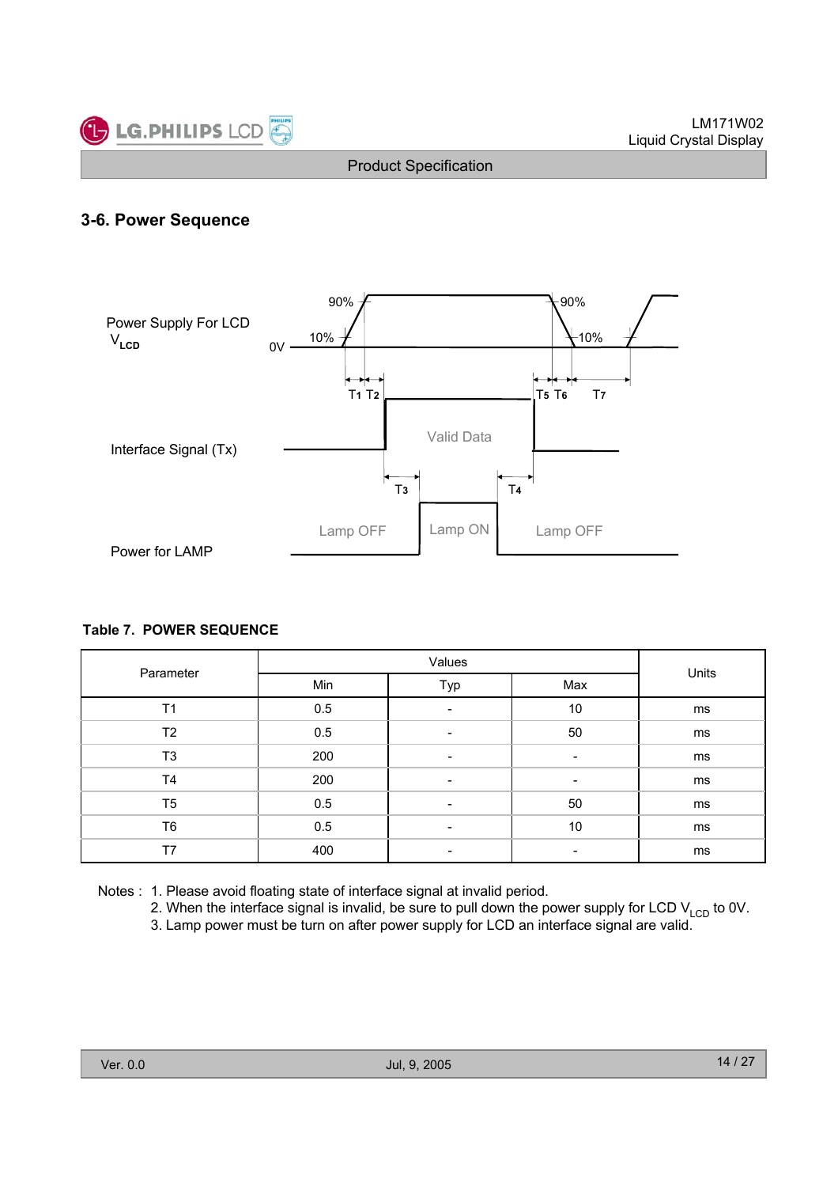## 3-6. Power Sequence

**Table 7. POWER SEQUENCE**

| Parameter | Values | | | Units |
|---|---|---|---|---|
| | Min | Typ | Max | |
| T1 | 0.5 | - | 10 | ms |
| T2 | 0.5 | - | 50 | ms |
| T3 | 200 | - | - | ms |
| T4 | 200 | - | - | ms |
| T5 | 0.5 | - | 50 | ms |
| T6 | 0.5 | - | 10 | ms |
| T7 | 400 | - | - | ms |

Notes :
1. Please avoid floating state of interface signal at invalid period.
2. When the interface signal is invalid, be sure to pull down the power supply for LCD $V_{LCD}$ to 0V.
3. Lamp power must be turn on after power supply for LCD an interface signal are valid.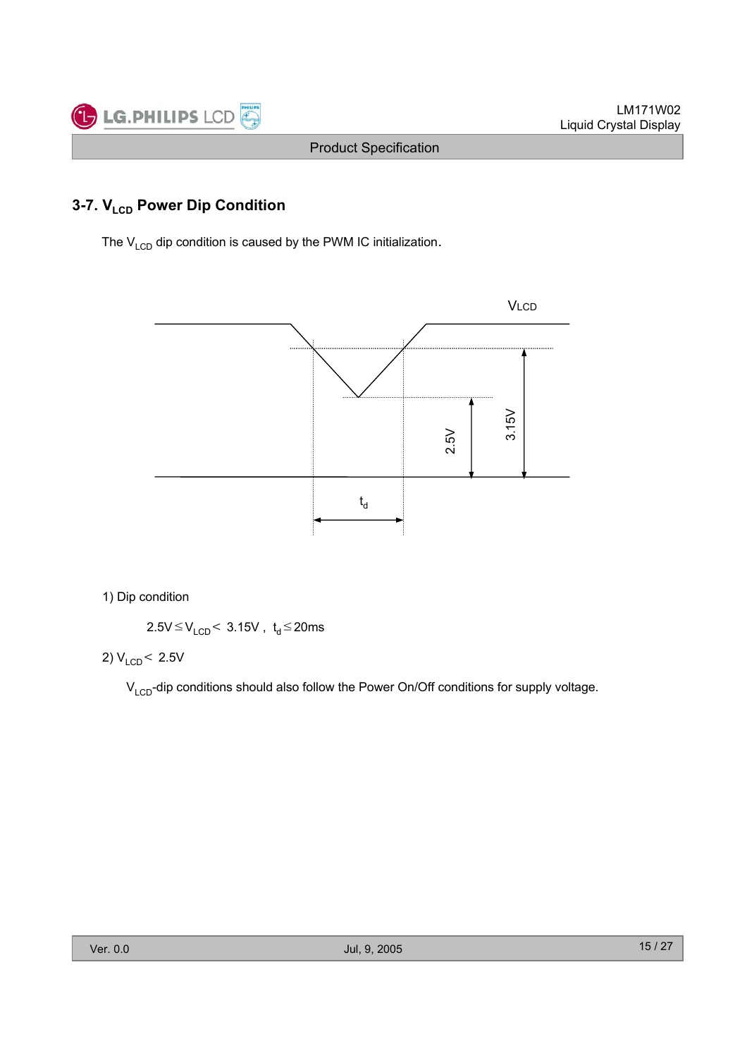### 3-7. $V_{LCD}$ Power Dip Condition

The $V_{LCD}$ dip condition is caused by the PWM IC initialization.

1) Dip condition

$2.5V \leq V_{LCD} < 3.15V$ , $t_d \leq 20ms$

2) $V_{LCD} < 2.5V$

$V_{LCD}$-dip conditions should also follow the Power On/Off conditions for supply voltage.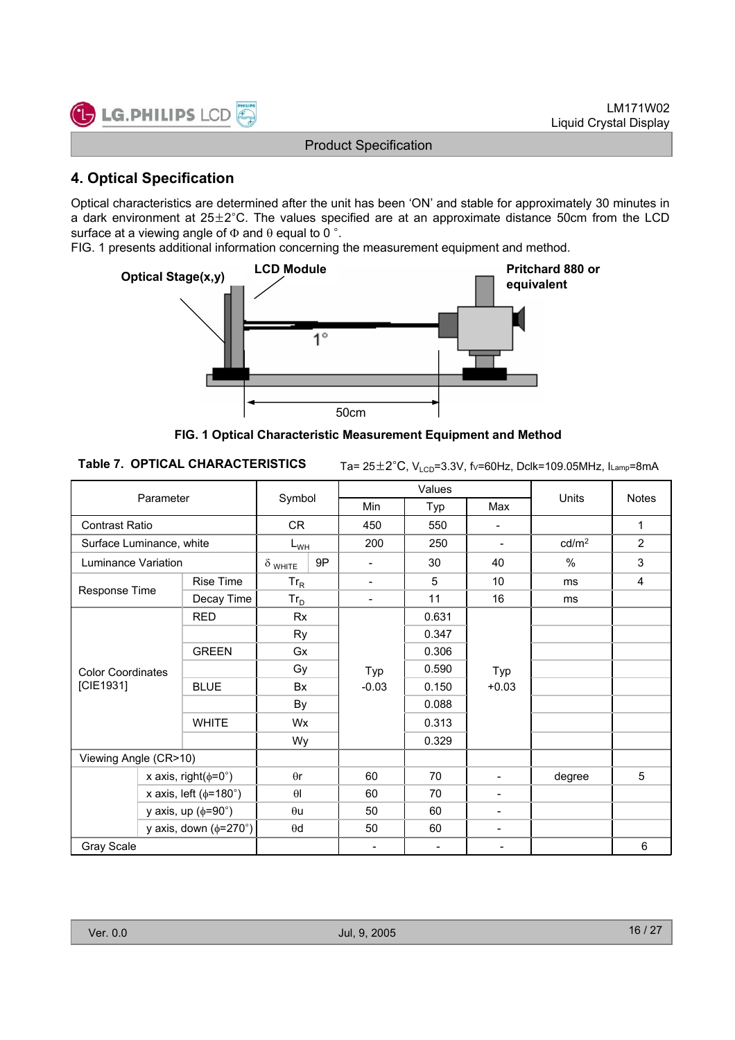## 4. Optical Specification

Optical characteristics are determined after the unit has been 'ON' and stable for approximately 30 minutes in a dark environment at 25±2°C. The values specified are at an approximate distance 50cm from the LCD surface at a viewing angle of Φ and θ equal to 0 °.

FIG. 1 presents additional information concerning the measurement equipment and method.

Optical Stage(x,y) LCD Module Pritchard 880 or equivalent 1° 50cm

**FIG. 1 Optical Characteristic Measurement Equipment and Method**

**Table 7. OPTICAL CHARACTERISTICS** Ta= 25±2°C, $V_{LCD}$=3.3V, fv=60Hz, Dclk=109.05MHz, $I_{Lamp}$=8mA

| Parameter | | Symbol | | Values | | | Units | Notes |
|---|---|---|---|---|---|---|---|---|
| | | | | Min | Typ | Max | | |
| Contrast Ratio | | CR | | 450 | 550 | - | | 1 |
| Surface Luminance, white | | $L_{WH}$ | | 200 | 250 | - | cd/m² | 2 |
| Luminance Variation | | $\delta_{WHITE}$ | 9P | - | 30 | 40 | % | 3 |
| Response Time | Rise Time | $Tr_R$ | | - | 5 | 10 | ms | 4 |
| | Decay Time | $Tr_D$ | | - | 11 | 16 | ms | |
| Color Coordinates [CIE1931] | RED | Rx | | Typ -0.03 | 0.631 | Typ +0.03 | | |
| | | Ry | | | 0.347 | | | |
| | GREEN | Gx | | | 0.306 | | | |
| | | Gy | | | 0.590 | | | |
| | BLUE | Bx | | | 0.150 | | | |
| | | By | | | 0.088 | | | |
| | WHITE | Wx | | | 0.313 | | | |
| | | Wy | | | 0.329 | | | |
| Viewing Angle (CR>10) | | | | | | | | |
| | x axis, right(φ=0°) | θr | | 60 | 70 | - | degree | 5 |
| | x axis, left (φ=180°) | θl | | 60 | 70 | - | | |
| | y axis, up (φ=90°) | θu | | 50 | 60 | - | | |
| | y axis, down (φ=270°) | θd | | 50 | 60 | - | | |
| Gray Scale | | | | - | - | - | | 6 |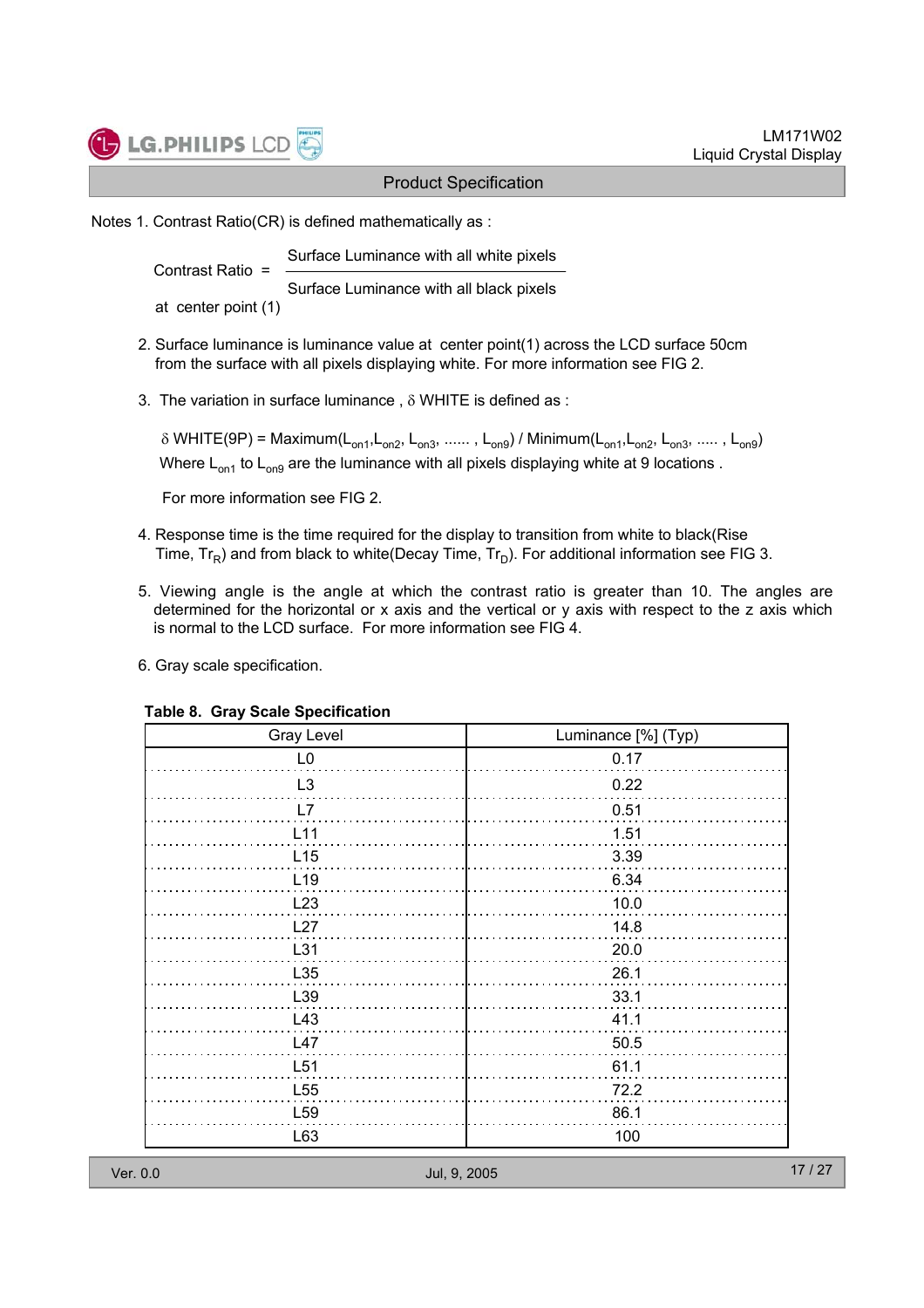Notes 1. Contrast Ratio(CR) is defined mathematically as :

$$\text{Contrast Ratio} = \frac{\text{Surface Luminance with all white pixels}}{\text{Surface Luminance with all black pixels}}$$

at center point (1)

2. Surface luminance is luminance value at center point(1) across the LCD surface 50cm from the surface with all pixels displaying white. For more information see FIG 2.

3. The variation in surface luminance , δ WHITE is defined as :

   $\delta$ WHITE(9P) = Maximum($L_{on1}$,$L_{on2}$, $L_{on3}$, ...... , $L_{on9}$) / Minimum($L_{on1}$,$L_{on2}$, $L_{on3}$, ..... , $L_{on9}$)
   Where $L_{on1}$ to $L_{on9}$ are the luminance with all pixels displaying white at 9 locations .

   For more information see FIG 2.

4. Response time is the time required for the display to transition from white to black(Rise Time, $Tr_R$) and from black to white(Decay Time, $Tr_D$). For additional information see FIG 3.

5. Viewing angle is the angle at which the contrast ratio is greater than 10. The angles are determined for the horizontal or x axis and the vertical or y axis with respect to the z axis which is normal to the LCD surface. For more information see FIG 4.

6. Gray scale specification.

**Table 8. Gray Scale Specification**

| Gray Level | Luminance [%] (Typ) |
|---|---|
| L0 | 0.17 |
| L3 | 0.22 |
| L7 | 0.51 |
| L11 | 1.51 |
| L15 | 3.39 |
| L19 | 6.34 |
| L23 | 10.0 |
| L27 | 14.8 |
| L31 | 20.0 |
| L35 | 26.1 |
| L39 | 33.1 |
| L43 | 41.1 |
| L47 | 50.5 |
| L51 | 61.1 |
| L55 | 72.2 |
| L59 | 86.1 |
| L63 | 100 |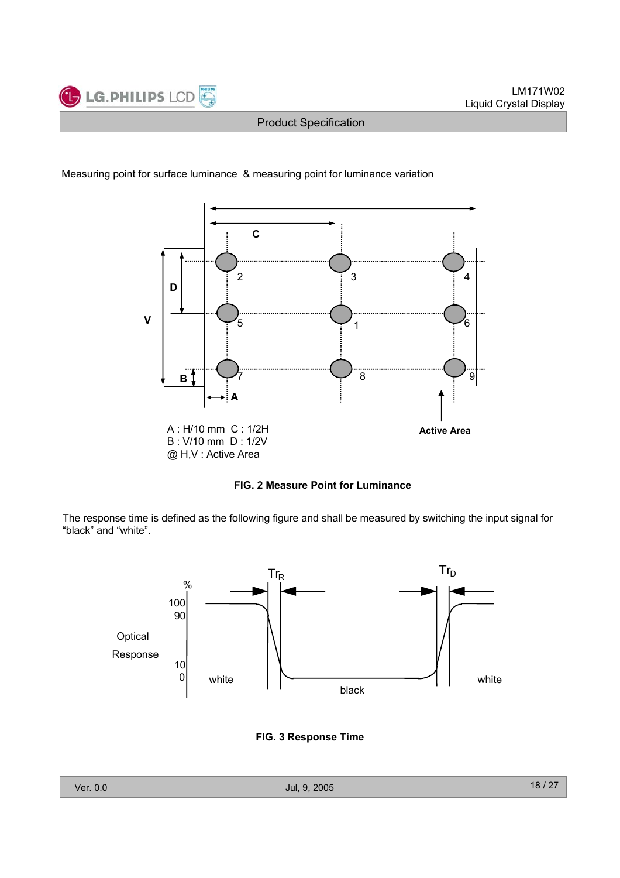Measuring point for surface luminance & measuring point for luminance variation

A : H/10 mm C : 1/2H
B : V/10 mm D : 1/2V
@ H,V : Active Area

**FIG. 2 Measure Point for Luminance**

The response time is defined as the following figure and shall be measured by switching the input signal for "black" and "white".

**FIG. 3 Response Time**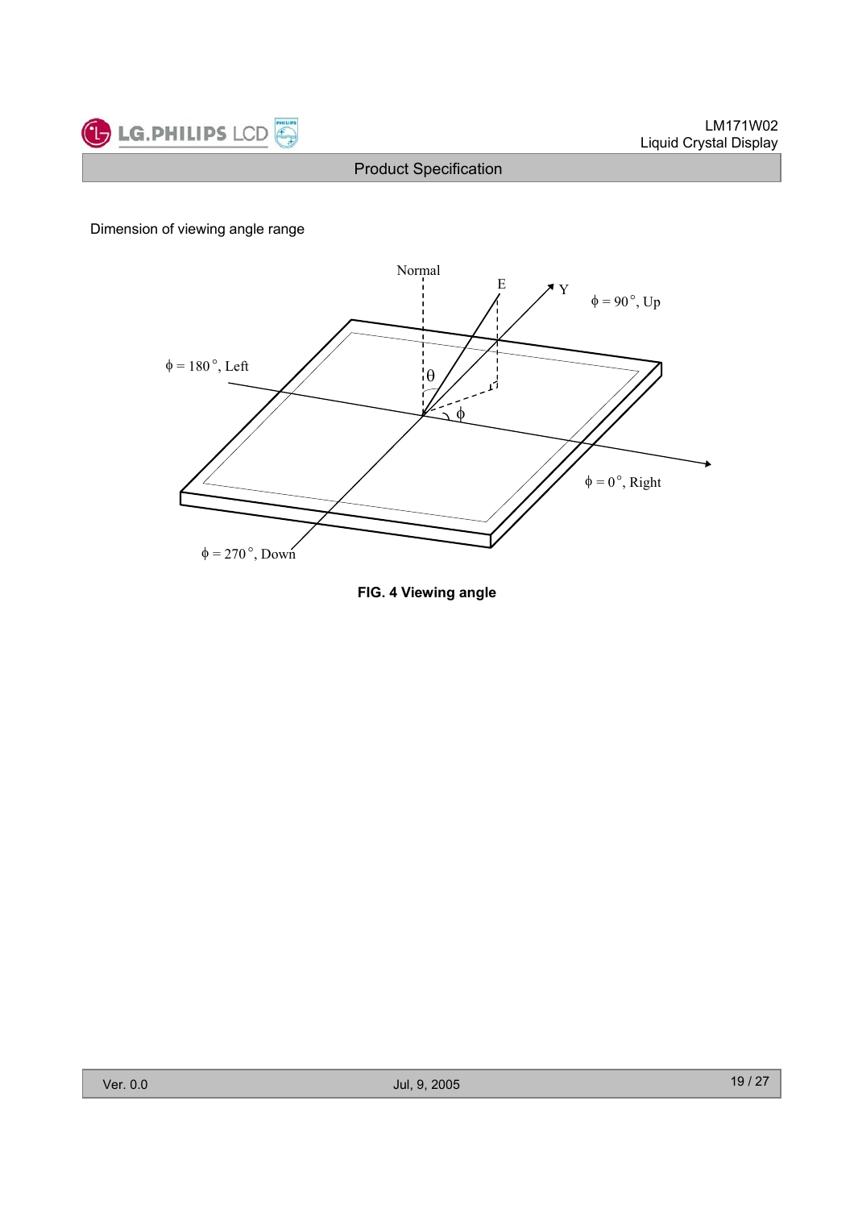Dimension of viewing angle range

**FIG. 4 Viewing angle**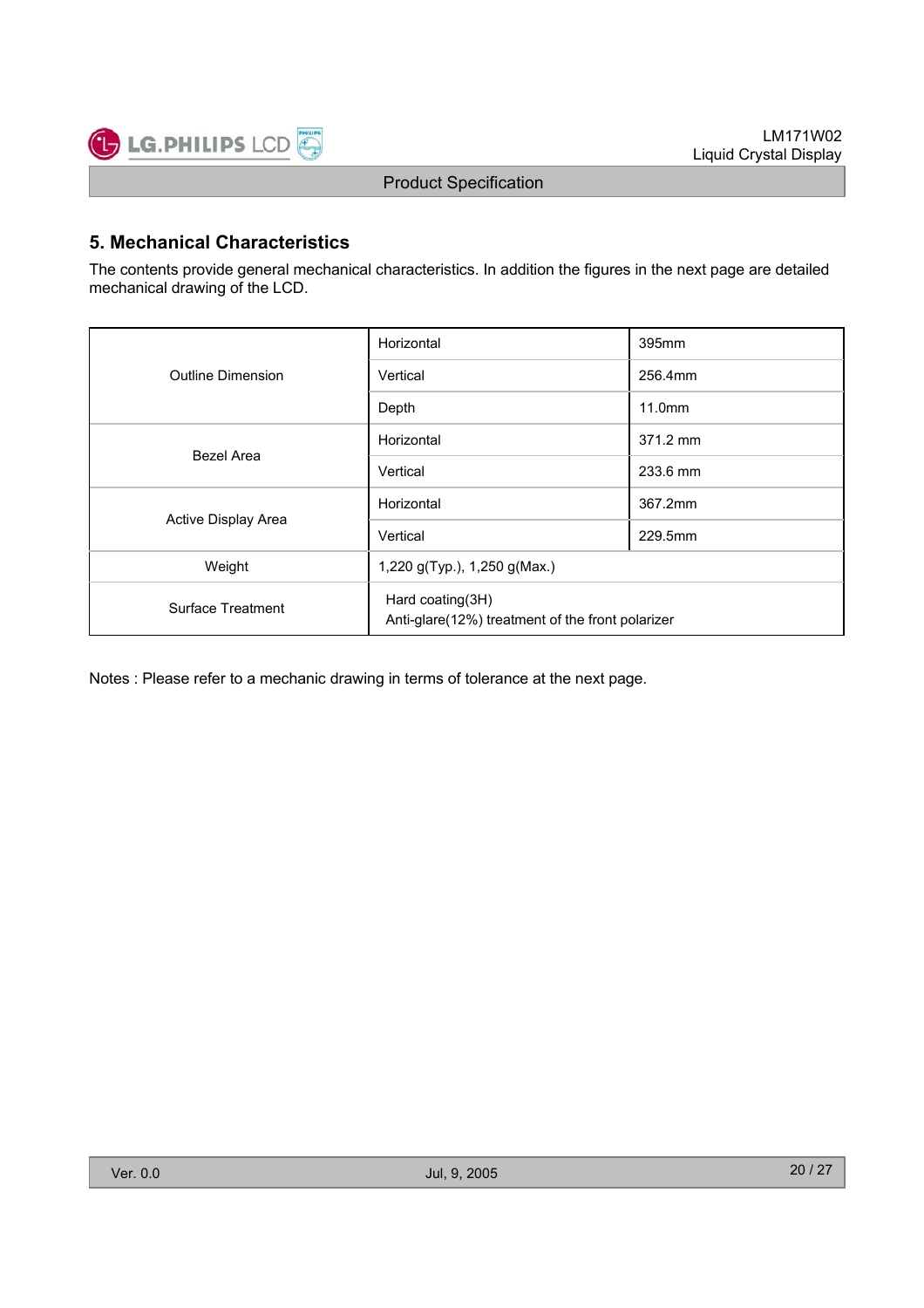## 5. Mechanical Characteristics

The contents provide general mechanical characteristics. In addition the figures in the next page are detailed mechanical drawing of the LCD.

| | | |
|---|---|---|
| Outline Dimension | Horizontal | 395mm |
| | Vertical | 256.4mm |
| | Depth | 11.0mm |
| Bezel Area | Horizontal | 371.2 mm |
| | Vertical | 233.6 mm |
| Active Display Area | Horizontal | 367.2mm |
| | Vertical | 229.5mm |
| Weight | 1,220 g(Typ.), 1,250 g(Max.) | |
| Surface Treatment | Hard coating(3H)<br>Anti-glare(12%) treatment of the front polarizer | |

Notes : Please refer to a mechanic drawing in terms of tolerance at the next page.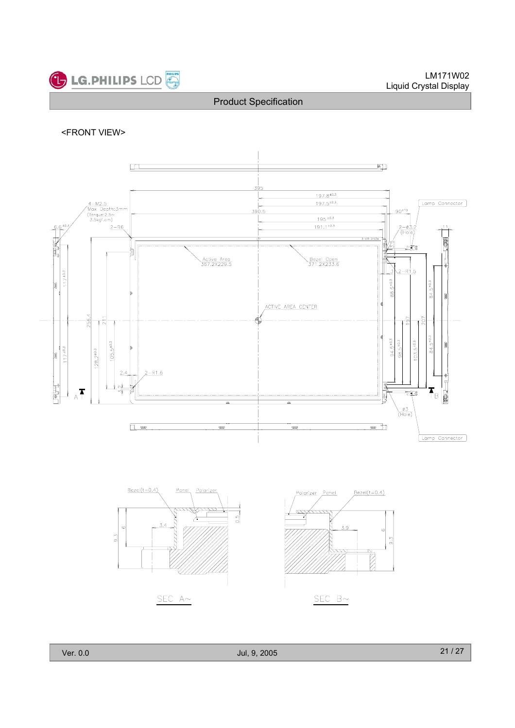<FRONT VIEW>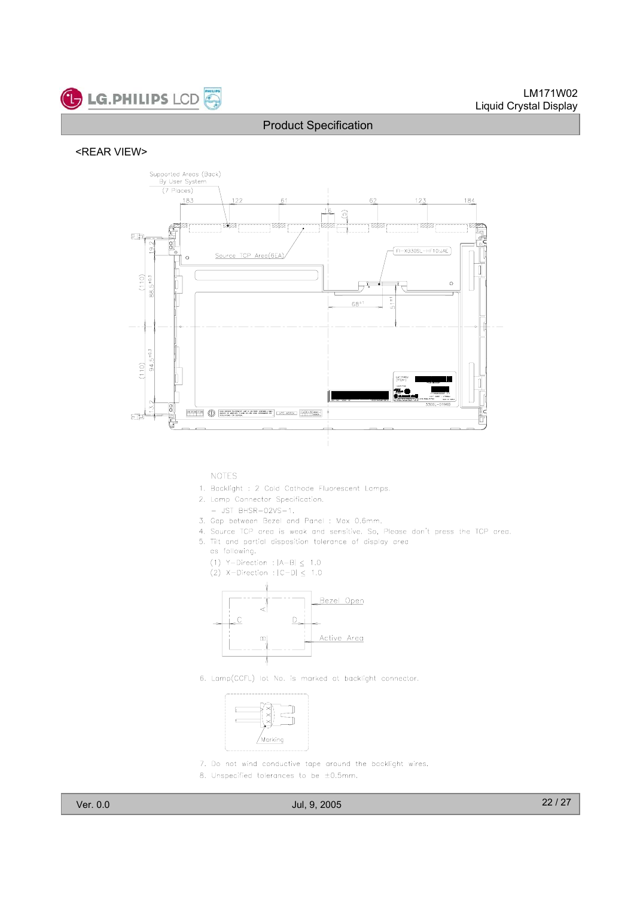<REAR VIEW>

NOTES

1. Backlight : 2 Cold Cathode Fluorescent Lamps.
2. Lamp Connector Specification.
   - JST BHSR-02VS-1.
3. Gap between Bezel and Panel : Max 0.6mm.
4. Source TCP area is weak and sensitive. So, Please don't press the TCP area.
5. Tilt and partial disposition tolerance of display area as following.
   (1) Y-Direction : |A-B| ≤ 1.0
   (2) X-Direction : |C-D| ≤ 1.0
6. Lamp(CCFL) lot No. is marked at backlight connector.
7. Do not wind conductive tape around the backlight wires.
8. Unspecified tolerances to be ±0.5mm.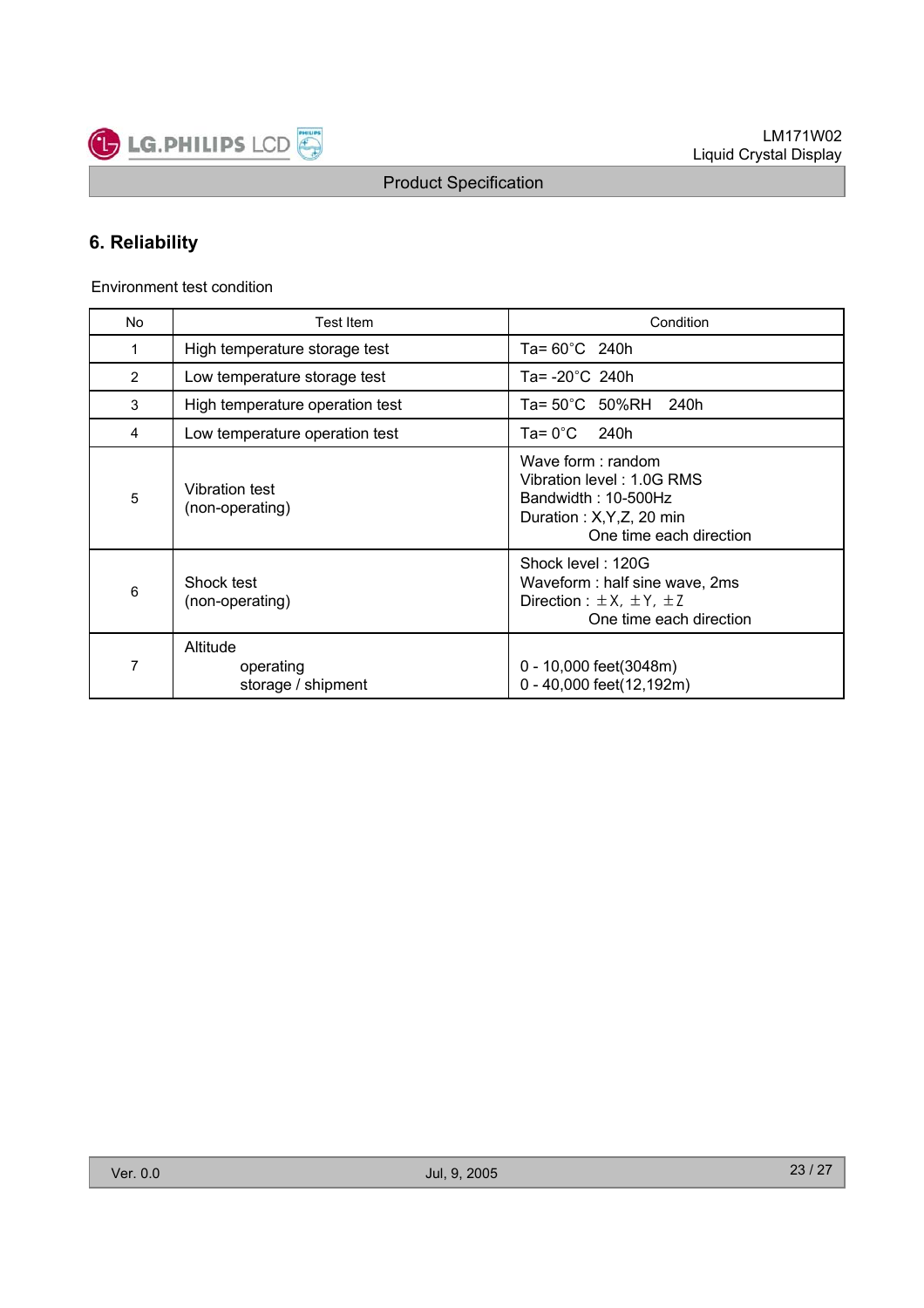# 6. Reliability

Environment test condition

| No | Test Item | Condition |
|---|---|---|
| 1 | High temperature storage test | Ta= 60°C 240h |
| 2 | Low temperature storage test | Ta= -20°C 240h |
| 3 | High temperature operation test | Ta= 50°C 50%RH 240h |
| 4 | Low temperature operation test | Ta= 0°C 240h |
| 5 | Vibration test (non-operating) | Wave form : random<br>Vibration level : 1.0G RMS<br>Bandwidth : 10-500Hz<br>Duration : X,Y,Z, 20 min<br>One time each direction |
| 6 | Shock test (non-operating) | Shock level : 120G<br>Waveform : half sine wave, 2ms<br>Direction : ±X, ±Y, ±Z<br>One time each direction |
| 7 | Altitude<br>operating<br>storage / shipment | <br>0 - 10,000 feet(3048m)<br>0 - 40,000 feet(12,192m) |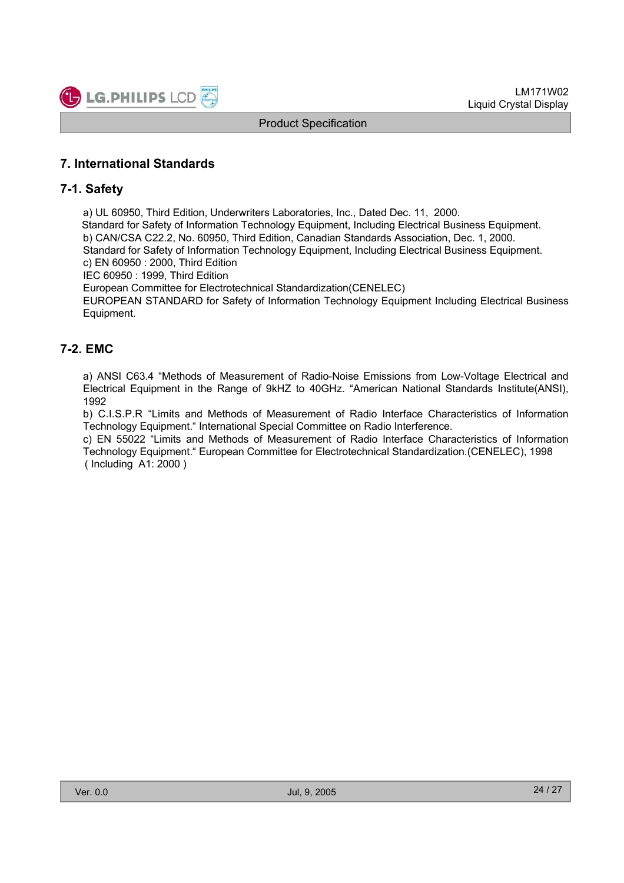# 7. International Standards

## 7-1. Safety

a) UL 60950, Third Edition, Underwriters Laboratories, Inc., Dated Dec. 11, 2000.
Standard for Safety of Information Technology Equipment, Including Electrical Business Equipment.
b) CAN/CSA C22.2, No. 60950, Third Edition, Canadian Standards Association, Dec. 1, 2000.
Standard for Safety of Information Technology Equipment, Including Electrical Business Equipment.
c) EN 60950 : 2000, Third Edition
IEC 60950 : 1999, Third Edition
European Committee for Electrotechnical Standardization(CENELEC)
EUROPEAN STANDARD for Safety of Information Technology Equipment Including Electrical Business Equipment.

## 7-2. EMC

a) ANSI C63.4 "Methods of Measurement of Radio-Noise Emissions from Low-Voltage Electrical and Electrical Equipment in the Range of 9kHZ to 40GHz. "American National Standards Institute(ANSI), 1992
b) C.I.S.P.R "Limits and Methods of Measurement of Radio Interface Characteristics of Information Technology Equipment." International Special Committee on Radio Interference.
c) EN 55022 "Limits and Methods of Measurement of Radio Interface Characteristics of Information Technology Equipment." European Committee for Electrotechnical Standardization.(CENELEC), 1998 ( Including A1: 2000 )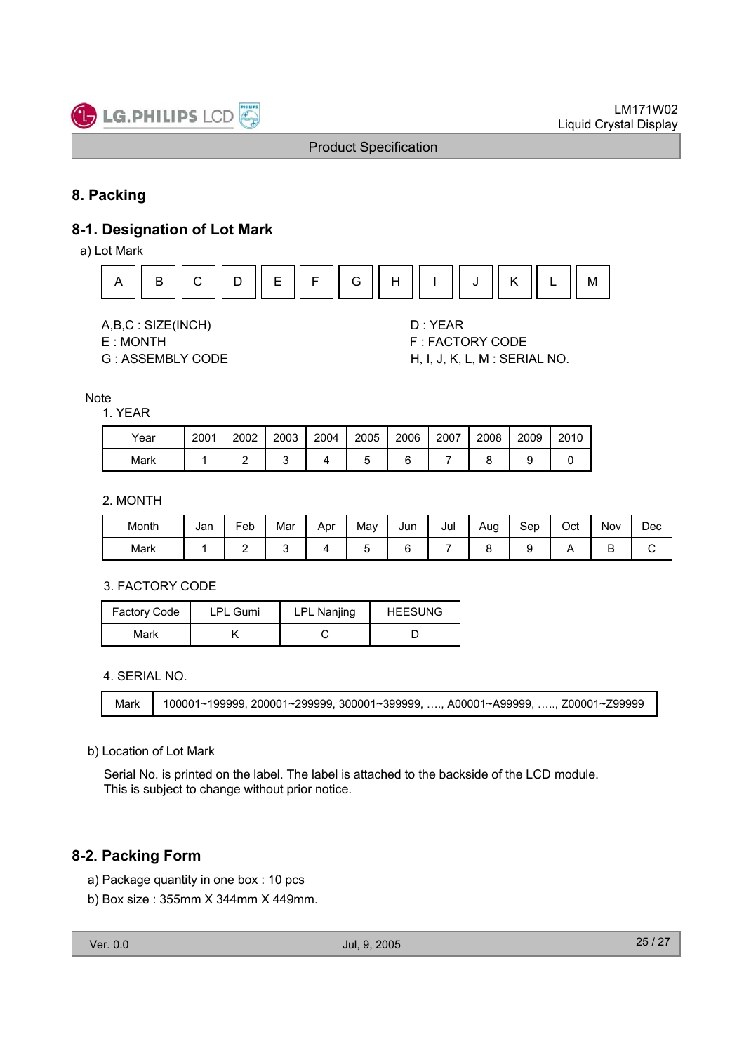# 8. Packing

## 8-1. Designation of Lot Mark

a) Lot Mark

| A | B | C | D | E | F | G | H | I | J | K | L | M |
|---|---|---|---|---|---|---|---|---|---|---|---|---|

A,B,C : SIZE(INCH)
D : YEAR
E : MONTH
F : FACTORY CODE
G : ASSEMBLY CODE
H, I, J, K, L, M : SERIAL NO.

Note

1. YEAR

| Year | 2001 | 2002 | 2003 | 2004 | 2005 | 2006 | 2007 | 2008 | 2009 | 2010 |
|---|---|---|---|---|---|---|---|---|---|---|
| Mark | 1 | 2 | 3 | 4 | 5 | 6 | 7 | 8 | 9 | 0 |

2. MONTH

| Month | Jan | Feb | Mar | Apr | May | Jun | Jul | Aug | Sep | Oct | Nov | Dec |
|---|---|---|---|---|---|---|---|---|---|---|---|---|
| Mark | 1 | 2 | 3 | 4 | 5 | 6 | 7 | 8 | 9 | A | B | C |

3. FACTORY CODE

| Factory Code | LPL Gumi | LPL Nanjing | HEESUNG |
|---|---|---|---|
| Mark | K | C | D |

4. SERIAL NO.

| Mark | 100001~199999, 200001~299999, 300001~399999, …., A00001~A99999, ….., Z00001~Z99999 |
|---|---|

b) Location of Lot Mark

Serial No. is printed on the label. The label is attached to the backside of the LCD module.
This is subject to change without prior notice.

## 8-2. Packing Form

a) Package quantity in one box : 10 pcs

b) Box size : 355mm X 344mm X 449mm.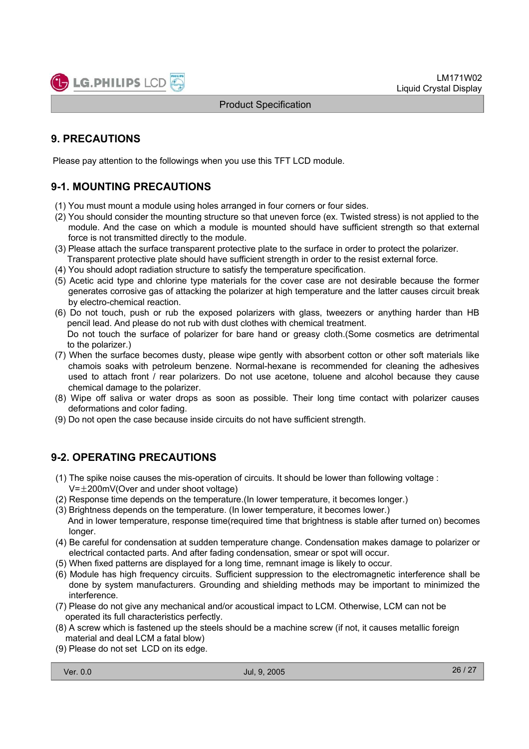## 9. PRECAUTIONS

Please pay attention to the followings when you use this TFT LCD module.

### 9-1. MOUNTING PRECAUTIONS

(1) You must mount a module using holes arranged in four corners or four sides.
(2) You should consider the mounting structure so that uneven force (ex. Twisted stress) is not applied to the module. And the case on which a module is mounted should have sufficient strength so that external force is not transmitted directly to the module.
(3) Please attach the surface transparent protective plate to the surface in order to protect the polarizer. Transparent protective plate should have sufficient strength in order to the resist external force.
(4) You should adopt radiation structure to satisfy the temperature specification.
(5) Acetic acid type and chlorine type materials for the cover case are not desirable because the former generates corrosive gas of attacking the polarizer at high temperature and the latter causes circuit break by electro-chemical reaction.
(6) Do not touch, push or rub the exposed polarizers with glass, tweezers or anything harder than HB pencil lead. And please do not rub with dust clothes with chemical treatment.
Do not touch the surface of polarizer for bare hand or greasy cloth.(Some cosmetics are detrimental to the polarizer.)
(7) When the surface becomes dusty, please wipe gently with absorbent cotton or other soft materials like chamois soaks with petroleum benzene. Normal-hexane is recommended for cleaning the adhesives used to attach front / rear polarizers. Do not use acetone, toluene and alcohol because they cause chemical damage to the polarizer.
(8) Wipe off saliva or water drops as soon as possible. Their long time contact with polarizer causes deformations and color fading.
(9) Do not open the case because inside circuits do not have sufficient strength.

### 9-2. OPERATING PRECAUTIONS

(1) The spike noise causes the mis-operation of circuits. It should be lower than following voltage : V=±200mV(Over and under shoot voltage)
(2) Response time depends on the temperature.(In lower temperature, it becomes longer.)
(3) Brightness depends on the temperature. (In lower temperature, it becomes lower.)
And in lower temperature, response time(required time that brightness is stable after turned on) becomes longer.
(4) Be careful for condensation at sudden temperature change. Condensation makes damage to polarizer or electrical contacted parts. And after fading condensation, smear or spot will occur.
(5) When fixed patterns are displayed for a long time, remnant image is likely to occur.
(6) Module has high frequency circuits. Sufficient suppression to the electromagnetic interference shall be done by system manufacturers. Grounding and shielding methods may be important to minimized the interference.
(7) Please do not give any mechanical and/or acoustical impact to LCM. Otherwise, LCM can not be operated its full characteristics perfectly.
(8) A screw which is fastened up the steels should be a machine screw (if not, it causes metallic foreign material and deal LCM a fatal blow)
(9) Please do not set LCD on its edge.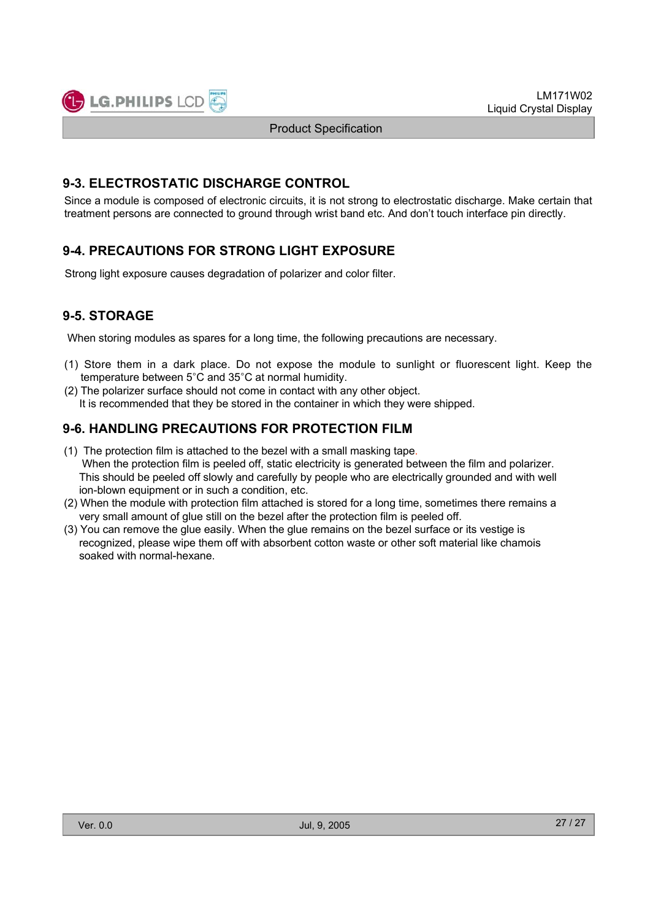## 9-3. ELECTROSTATIC DISCHARGE CONTROL

Since a module is composed of electronic circuits, it is not strong to electrostatic discharge. Make certain that treatment persons are connected to ground through wrist band etc. And don't touch interface pin directly.

## 9-4. PRECAUTIONS FOR STRONG LIGHT EXPOSURE

Strong light exposure causes degradation of polarizer and color filter.

## 9-5. STORAGE

When storing modules as spares for a long time, the following precautions are necessary.

(1) Store them in a dark place. Do not expose the module to sunlight or fluorescent light. Keep the temperature between 5°C and 35°C at normal humidity.
(2) The polarizer surface should not come in contact with any other object.
It is recommended that they be stored in the container in which they were shipped.

## 9-6. HANDLING PRECAUTIONS FOR PROTECTION FILM

(1) The protection film is attached to the bezel with a small masking tape.
When the protection film is peeled off, static electricity is generated between the film and polarizer. This should be peeled off slowly and carefully by people who are electrically grounded and with well ion-blown equipment or in such a condition, etc.
(2) When the module with protection film attached is stored for a long time, sometimes there remains a very small amount of glue still on the bezel after the protection film is peeled off.
(3) You can remove the glue easily. When the glue remains on the bezel surface or its vestige is recognized, please wipe them off with absorbent cotton waste or other soft material like chamois soaked with normal-hexane.